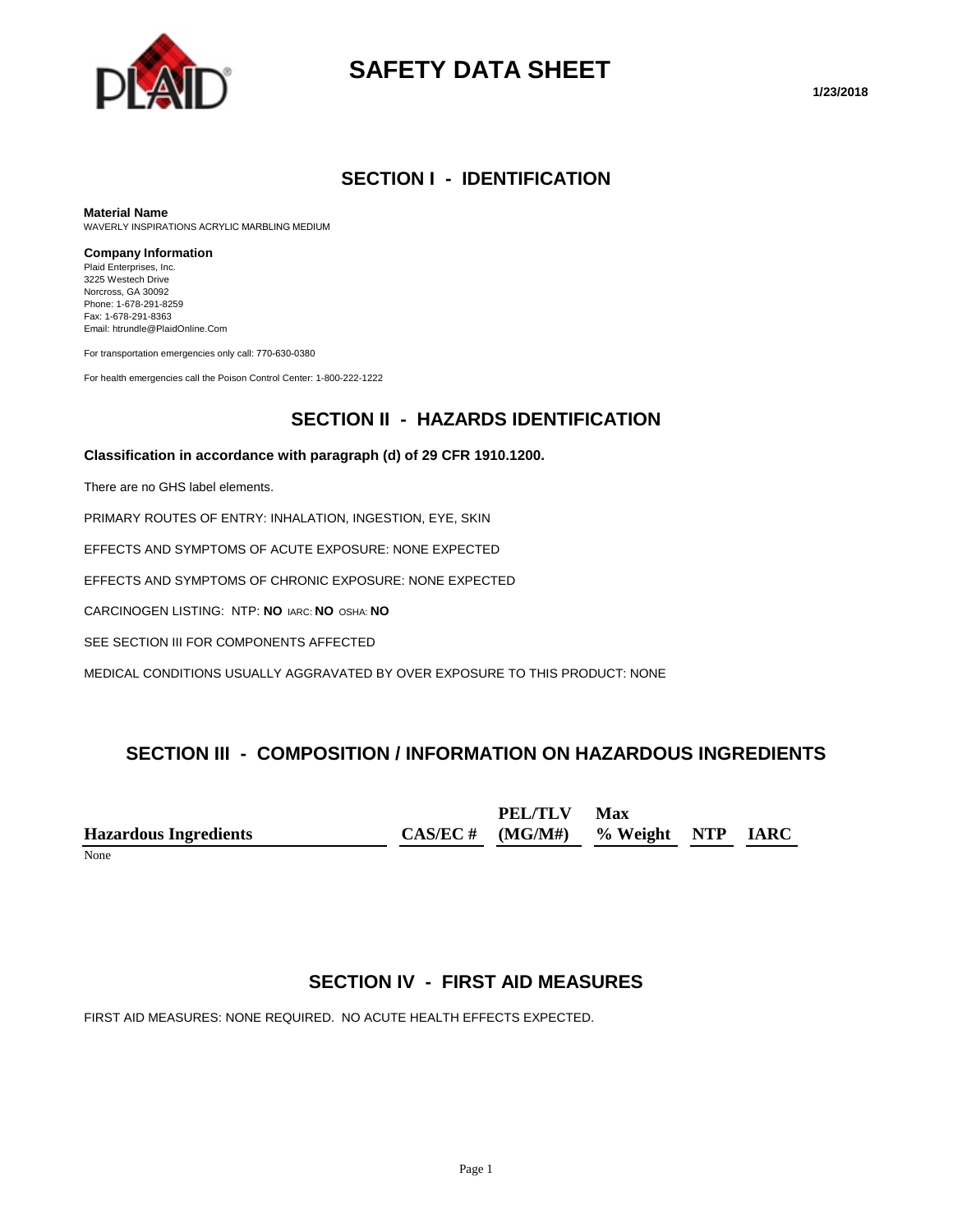# SAFETY DATA SHEET

**1/23/2018**

## SECTION I - IDENTIFICATION

**Material Name**
WAVERLY INSPIRATIONS ACRYLIC MARBLING MEDIUM

**Company Information**
Plaid Enterprises, Inc.
3225 Westech Drive
Norcross, GA 30092
Phone: 1-678-291-8259
Fax: 1-678-291-8363
Email: htrundle@PlaidOnline.Com

For transportation emergencies only call: 770-630-0380

For health emergencies call the Poison Control Center: 1-800-222-1222

## SECTION II - HAZARDS IDENTIFICATION

**Classification in accordance with paragraph (d) of 29 CFR 1910.1200.**

There are no GHS label elements.

PRIMARY ROUTES OF ENTRY: INHALATION, INGESTION, EYE, SKIN

EFFECTS AND SYMPTOMS OF ACUTE EXPOSURE: NONE EXPECTED

EFFECTS AND SYMPTOMS OF CHRONIC EXPOSURE: NONE EXPECTED

CARCINOGEN LISTING: NTP: **NO** IARC: **NO** OSHA: **NO**

SEE SECTION III FOR COMPONENTS AFFECTED

MEDICAL CONDITIONS USUALLY AGGRAVATED BY OVER EXPOSURE TO THIS PRODUCT: NONE

## SECTION III - COMPOSITION / INFORMATION ON HAZARDOUS INGREDIENTS

| Hazardous Ingredients | CAS/EC # | PEL/TLV (MG/M#) | Max % Weight | NTP | IARC |
|---|---|---|---|---|---|
| None | | | | | |

## SECTION IV - FIRST AID MEASURES

FIRST AID MEASURES: NONE REQUIRED. NO ACUTE HEALTH EFFECTS EXPECTED.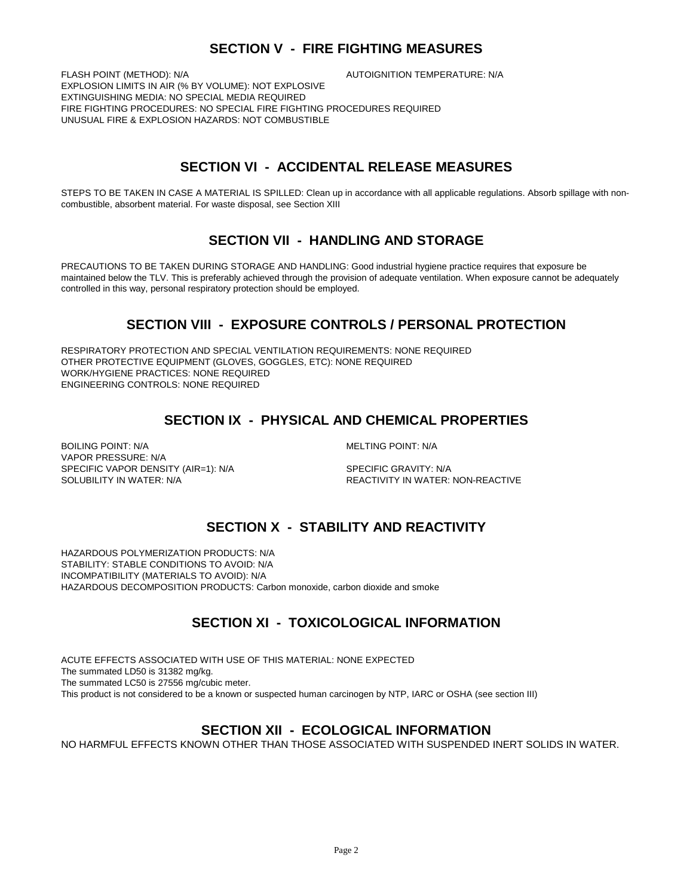## SECTION V - FIRE FIGHTING MEASURES

FLASH POINT (METHOD): N/A

AUTOIGNITION TEMPERATURE: N/A

EXPLOSION LIMITS IN AIR (% BY VOLUME): NOT EXPLOSIVE

EXTINGUISHING MEDIA: NO SPECIAL MEDIA REQUIRED

FIRE FIGHTING PROCEDURES: NO SPECIAL FIRE FIGHTING PROCEDURES REQUIRED

UNUSUAL FIRE & EXPLOSION HAZARDS: NOT COMBUSTIBLE

## SECTION VI - ACCIDENTAL RELEASE MEASURES

STEPS TO BE TAKEN IN CASE A MATERIAL IS SPILLED: Clean up in accordance with all applicable regulations. Absorb spillage with non-combustible, absorbent material. For waste disposal, see Section XIII

## SECTION VII - HANDLING AND STORAGE

PRECAUTIONS TO BE TAKEN DURING STORAGE AND HANDLING: Good industrial hygiene practice requires that exposure be maintained below the TLV. This is preferably achieved through the provision of adequate ventilation. When exposure cannot be adequately controlled in this way, personal respiratory protection should be employed.

## SECTION VIII - EXPOSURE CONTROLS / PERSONAL PROTECTION

RESPIRATORY PROTECTION AND SPECIAL VENTILATION REQUIREMENTS: NONE REQUIRED

OTHER PROTECTIVE EQUIPMENT (GLOVES, GOGGLES, ETC): NONE REQUIRED

WORK/HYGIENE PRACTICES: NONE REQUIRED

ENGINEERING CONTROLS: NONE REQUIRED

## SECTION IX - PHYSICAL AND CHEMICAL PROPERTIES

BOILING POINT: N/A

MELTING POINT: N/A

VAPOR PRESSURE: N/A

SPECIFIC VAPOR DENSITY (AIR=1): N/A

SPECIFIC GRAVITY: N/A

SOLUBILITY IN WATER: N/A

REACTIVITY IN WATER: NON-REACTIVE

## SECTION X - STABILITY AND REACTIVITY

HAZARDOUS POLYMERIZATION PRODUCTS: N/A

STABILITY: STABLE CONDITIONS TO AVOID: N/A

INCOMPATIBILITY (MATERIALS TO AVOID): N/A

HAZARDOUS DECOMPOSITION PRODUCTS: Carbon monoxide, carbon dioxide and smoke

## SECTION XI - TOXICOLOGICAL INFORMATION

ACUTE EFFECTS ASSOCIATED WITH USE OF THIS MATERIAL: NONE EXPECTED

The summated LD50 is 31382 mg/kg.

The summated LC50 is 27556 mg/cubic meter.

This product is not considered to be a known or suspected human carcinogen by NTP, IARC or OSHA (see section III)

## SECTION XII - ECOLOGICAL INFORMATION

NO HARMFUL EFFECTS KNOWN OTHER THAN THOSE ASSOCIATED WITH SUSPENDED INERT SOLIDS IN WATER.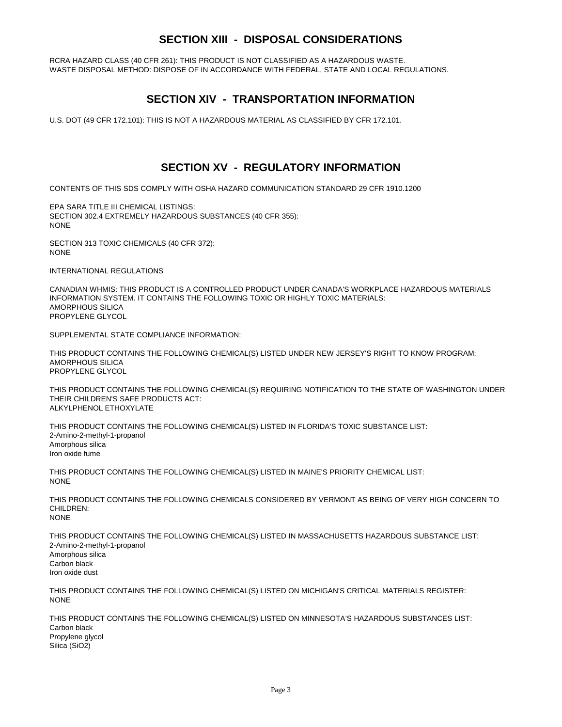## SECTION XIII - DISPOSAL CONSIDERATIONS

RCRA HAZARD CLASS (40 CFR 261): THIS PRODUCT IS NOT CLASSIFIED AS A HAZARDOUS WASTE.
WASTE DISPOSAL METHOD: DISPOSE OF IN ACCORDANCE WITH FEDERAL, STATE AND LOCAL REGULATIONS.

## SECTION XIV - TRANSPORTATION INFORMATION

U.S. DOT (49 CFR 172.101): THIS IS NOT A HAZARDOUS MATERIAL AS CLASSIFIED BY CFR 172.101.

## SECTION XV - REGULATORY INFORMATION

CONTENTS OF THIS SDS COMPLY WITH OSHA HAZARD COMMUNICATION STANDARD 29 CFR 1910.1200

EPA SARA TITLE III CHEMICAL LISTINGS:
SECTION 302.4 EXTREMELY HAZARDOUS SUBSTANCES (40 CFR 355):
NONE

SECTION 313 TOXIC CHEMICALS (40 CFR 372):
NONE

INTERNATIONAL REGULATIONS

CANADIAN WHMIS: THIS PRODUCT IS A CONTROLLED PRODUCT UNDER CANADA'S WORKPLACE HAZARDOUS MATERIALS INFORMATION SYSTEM. IT CONTAINS THE FOLLOWING TOXIC OR HIGHLY TOXIC MATERIALS:
AMORPHOUS SILICA
PROPYLENE GLYCOL

SUPPLEMENTAL STATE COMPLIANCE INFORMATION:

THIS PRODUCT CONTAINS THE FOLLOWING CHEMICAL(S) LISTED UNDER NEW JERSEY'S RIGHT TO KNOW PROGRAM:
AMORPHOUS SILICA
PROPYLENE GLYCOL

THIS PRODUCT CONTAINS THE FOLLOWING CHEMICAL(S) REQUIRING NOTIFICATION TO THE STATE OF WASHINGTON UNDER THEIR CHILDREN'S SAFE PRODUCTS ACT:
ALKYLPHENOL ETHOXYLATE

THIS PRODUCT CONTAINS THE FOLLOWING CHEMICAL(S) LISTED IN FLORIDA'S TOXIC SUBSTANCE LIST:
2-Amino-2-methyl-1-propanol
Amorphous silica
Iron oxide fume

THIS PRODUCT CONTAINS THE FOLLOWING CHEMICAL(S) LISTED IN MAINE'S PRIORITY CHEMICAL LIST:
NONE

THIS PRODUCT CONTAINS THE FOLLOWING CHEMICALS CONSIDERED BY VERMONT AS BEING OF VERY HIGH CONCERN TO CHILDREN:
NONE

THIS PRODUCT CONTAINS THE FOLLOWING CHEMICAL(S) LISTED IN MASSACHUSETTS HAZARDOUS SUBSTANCE LIST:
2-Amino-2-methyl-1-propanol
Amorphous silica
Carbon black
Iron oxide dust

THIS PRODUCT CONTAINS THE FOLLOWING CHEMICAL(S) LISTED ON MICHIGAN'S CRITICAL MATERIALS REGISTER:
NONE

THIS PRODUCT CONTAINS THE FOLLOWING CHEMICAL(S) LISTED ON MINNESOTA'S HAZARDOUS SUBSTANCES LIST:
Carbon black
Propylene glycol
Silica ($SiO_2$)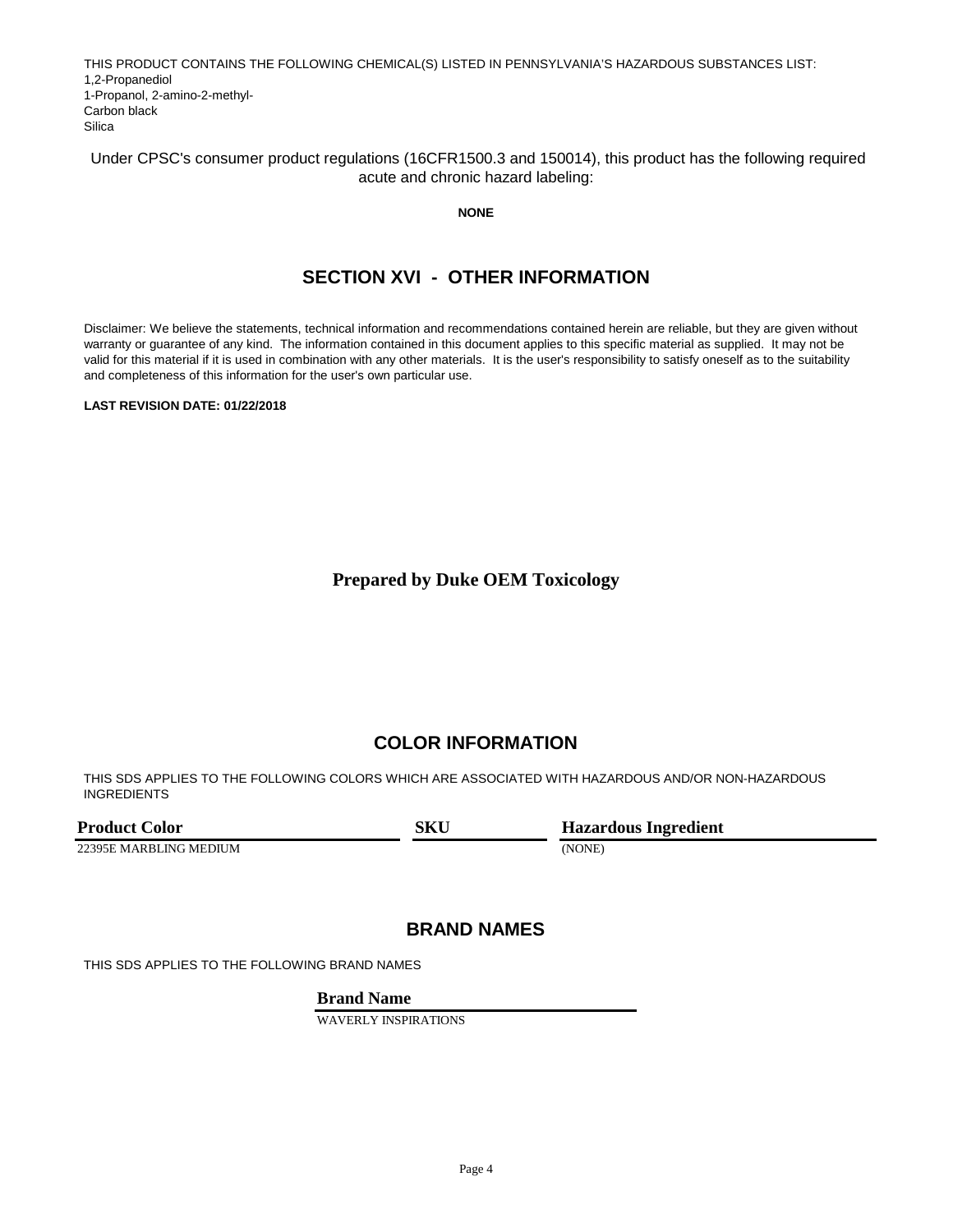THIS PRODUCT CONTAINS THE FOLLOWING CHEMICAL(S) LISTED IN PENNSYLVANIA'S HAZARDOUS SUBSTANCES LIST:
1,2-Propanediol
1-Propanol, 2-amino-2-methyl-
Carbon black
Silica

Under CPSC's consumer product regulations (16CFR1500.3 and 150014), this product has the following required acute and chronic hazard labeling:

**NONE**

## SECTION XVI - OTHER INFORMATION

Disclaimer: We believe the statements, technical information and recommendations contained herein are reliable, but they are given without warranty or guarantee of any kind. The information contained in this document applies to this specific material as supplied. It may not be valid for this material if it is used in combination with any other materials. It is the user's responsibility to satisfy oneself as to the suitability and completeness of this information for the user's own particular use.

**LAST REVISION DATE: 01/22/2018**

**Prepared by Duke OEM Toxicology**

## COLOR INFORMATION

THIS SDS APPLIES TO THE FOLLOWING COLORS WHICH ARE ASSOCIATED WITH HAZARDOUS AND/OR NON-HAZARDOUS INGREDIENTS

| Product Color | SKU | Hazardous Ingredient |
|---|---|---|
| 22395E MARBLING MEDIUM | | (NONE) |

## BRAND NAMES

THIS SDS APPLIES TO THE FOLLOWING BRAND NAMES

| Brand Name |
|---|
| WAVERLY INSPIRATIONS |